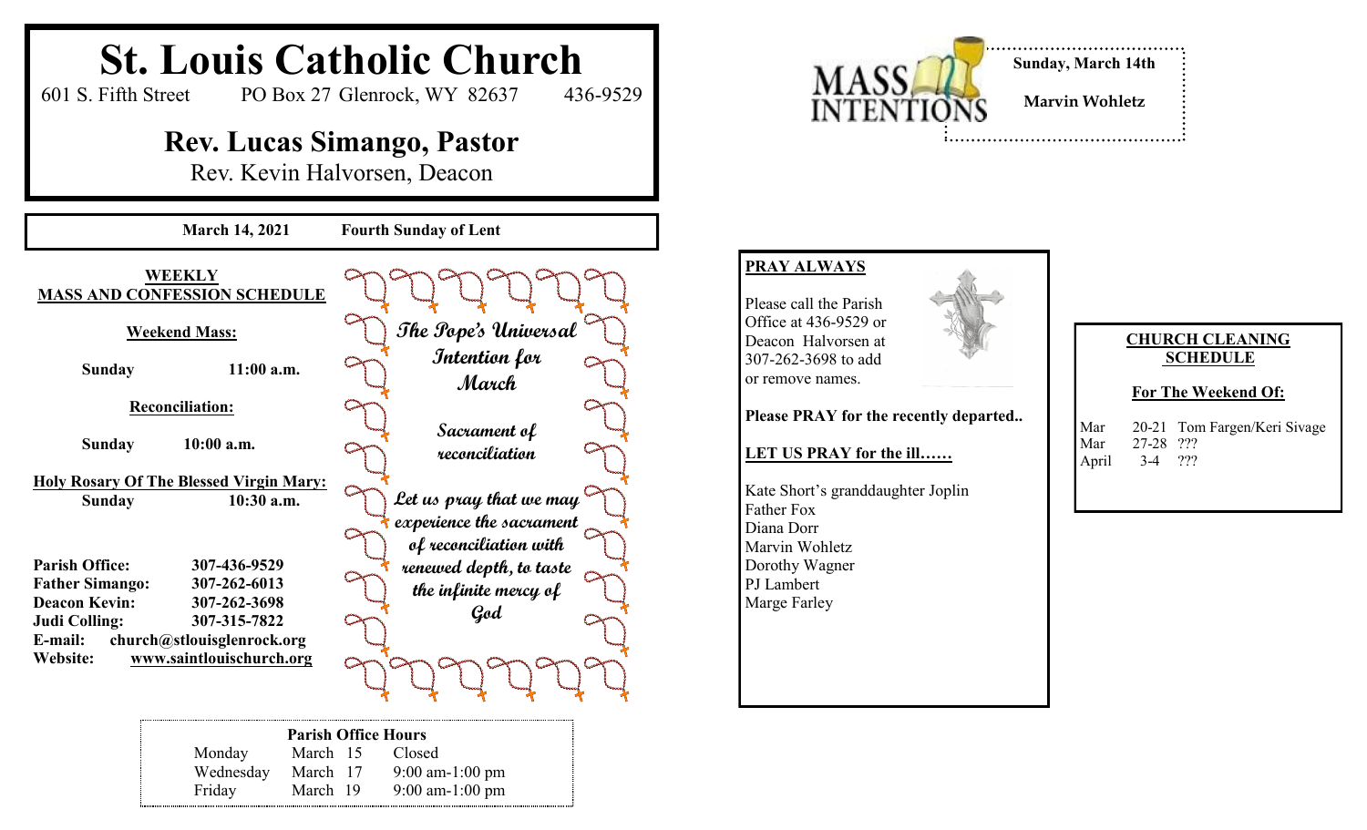# St. Louis Catholic Church

601 S. Fifth Street  PO Box 27 Glenrock, WY 82637  436-9529

## Rev. Lucas Simango, Pastor

Rev. Kevin Halvorsen, Deacon

**March 14, 2021  Fourth Sunday of Lent**

**WEEKLY MASS AND CONFESSION SCHEDULE**

**Weekend Mass:**

**Sunday  11:00 a.m.**

**Reconciliation:**

**Sunday  10:00 a.m.**

**Holy Rosary Of The Blessed Virgin Mary:**
**Sunday  10:30 a.m.**

**Parish Office:** 307-436-9529
**Father Simango:** 307-262-6013
**Deacon Kevin:** 307-262-3698
**Judi Colling:** 307-315-7822
**E-mail:** church@stlouisglenrock.org
**Website:** www.saintlouischurch.org

***The Pope's Universal Intention for March***

***Sacrament of reconciliation***

***Let us pray that we may experience the sacrament of reconciliation with renewed depth, to taste the infinite mercy of God***

**Parish Office Hours**

| | | |
|---|---|---|
| Monday | March 15 | Closed |
| Wednesday | March 17 | 9:00 am-1:00 pm |
| Friday | March 19 | 9:00 am-1:00 pm |

**MASS INTENTIONS**

**Sunday, March 14th**

**Marvin Wohletz**

**PRAY ALWAYS**

Please call the Parish Office at 436-9529 or Deacon Halvorsen at 307-262-3698 to add or remove names.

**Please PRAY for the recently departed..**

**LET US PRAY for the ill……**

Kate Short's granddaughter Joplin
Father Fox
Diana Dorr
Marvin Wohletz
Dorothy Wagner
PJ Lambert
Marge Farley

**CHURCH CLEANING SCHEDULE**

**For The Weekend Of:**

| | | |
|---|---|---|
| Mar | 20-21 | Tom Fargen/Keri Sivage |
| Mar | 27-28 | ??? |
| April | 3-4 | ??? |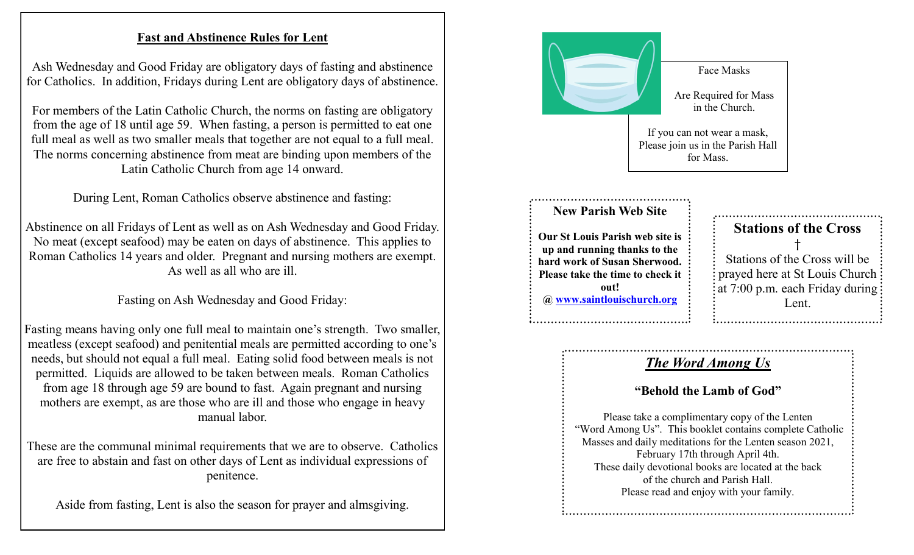## Fast and Abstinence Rules for Lent

Ash Wednesday and Good Friday are obligatory days of fasting and abstinence for Catholics. In addition, Fridays during Lent are obligatory days of abstinence.

For members of the Latin Catholic Church, the norms on fasting are obligatory from the age of 18 until age 59. When fasting, a person is permitted to eat one full meal as well as two smaller meals that together are not equal to a full meal. The norms concerning abstinence from meat are binding upon members of the Latin Catholic Church from age 14 onward.

During Lent, Roman Catholics observe abstinence and fasting:

Abstinence on all Fridays of Lent as well as on Ash Wednesday and Good Friday. No meat (except seafood) may be eaten on days of abstinence. This applies to Roman Catholics 14 years and older. Pregnant and nursing mothers are exempt. As well as all who are ill.

Fasting on Ash Wednesday and Good Friday:

Fasting means having only one full meal to maintain one's strength. Two smaller, meatless (except seafood) and penitential meals are permitted according to one's needs, but should not equal a full meal. Eating solid food between meals is not permitted. Liquids are allowed to be taken between meals. Roman Catholics from age 18 through age 59 are bound to fast. Again pregnant and nursing mothers are exempt, as are those who are ill and those who engage in heavy manual labor.

These are the communal minimal requirements that we are to observe. Catholics are free to abstain and fast on other days of Lent as individual expressions of penitence.

Aside from fasting, Lent is also the season for prayer and almsgiving.

Face Masks

Are Required for Mass in the Church.

If you can not wear a mask, Please join us in the Parish Hall for Mass.

### New Parish Web Site

**Our St Louis Parish web site is up and running thanks to the hard work of Susan Sherwood. Please take the time to check it out!**

**@ www.saintlouischurch.org**

### Stations of the Cross

†

Stations of the Cross will be prayed here at St Louis Church at 7:00 p.m. each Friday during Lent.

## ***The Word Among Us***

### "Behold the Lamb of God"

Please take a complimentary copy of the Lenten "Word Among Us". This booklet contains complete Catholic Masses and daily meditations for the Lenten season 2021, February 17th through April 4th.
These daily devotional books are located at the back of the church and Parish Hall.
Please read and enjoy with your family.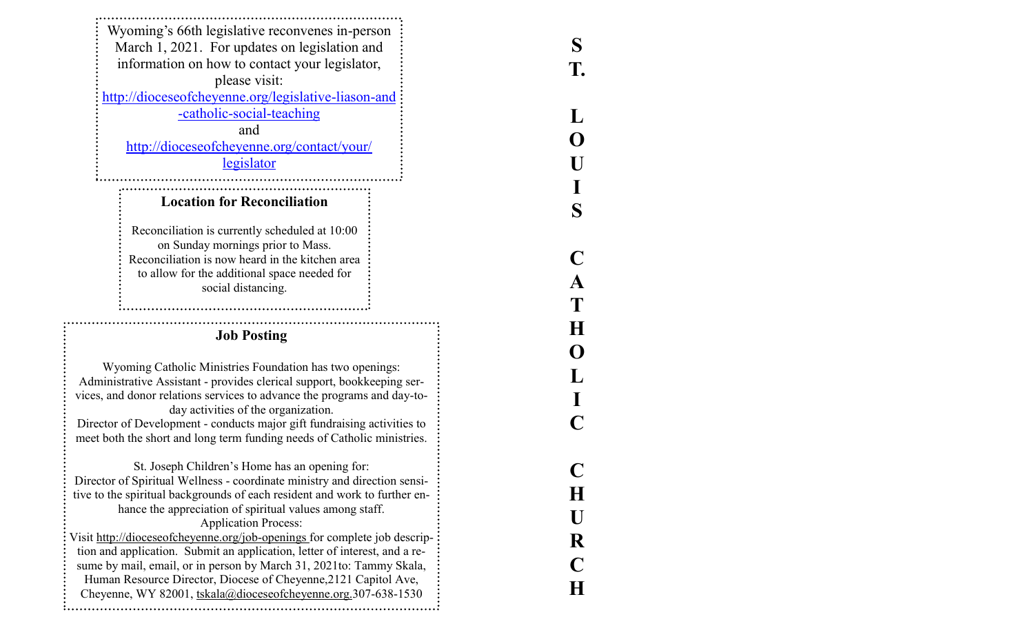Wyoming's 66th legislative reconvenes in-person March 1, 2021. For updates on legislation and information on how to contact your legislator, please visit:

http://dioceseofcheyenne.org/legislative-liason-and-catholic-social-teaching

and

http://dioceseofcheyenne.org/contact/your/legislator

## Location for Reconciliation

Reconciliation is currently scheduled at 10:00 on Sunday mornings prior to Mass. Reconciliation is now heard in the kitchen area to allow for the additional space needed for social distancing.

## Job Posting

Wyoming Catholic Ministries Foundation has two openings:
Administrative Assistant - provides clerical support, bookkeeping services, and donor relations services to advance the programs and day-to-day activities of the organization.
Director of Development - conducts major gift fundraising activities to meet both the short and long term funding needs of Catholic ministries.

St. Joseph Children's Home has an opening for:
Director of Spiritual Wellness - coordinate ministry and direction sensitive to the spiritual backgrounds of each resident and work to further enhance the appreciation of spiritual values among staff.
Application Process:
Visit http://dioceseofcheyenne.org/job-openings for complete job description and application. Submit an application, letter of interest, and a resume by mail, email, or in person by March 31, 2021to: Tammy Skala, Human Resource Director, Diocese of Cheyenne,2121 Capitol Ave, Cheyenne, WY 82001, tskala@dioceseofcheyenne.org.307-638-1530

**ST. LOUIS CATHOLIC CHURCH**